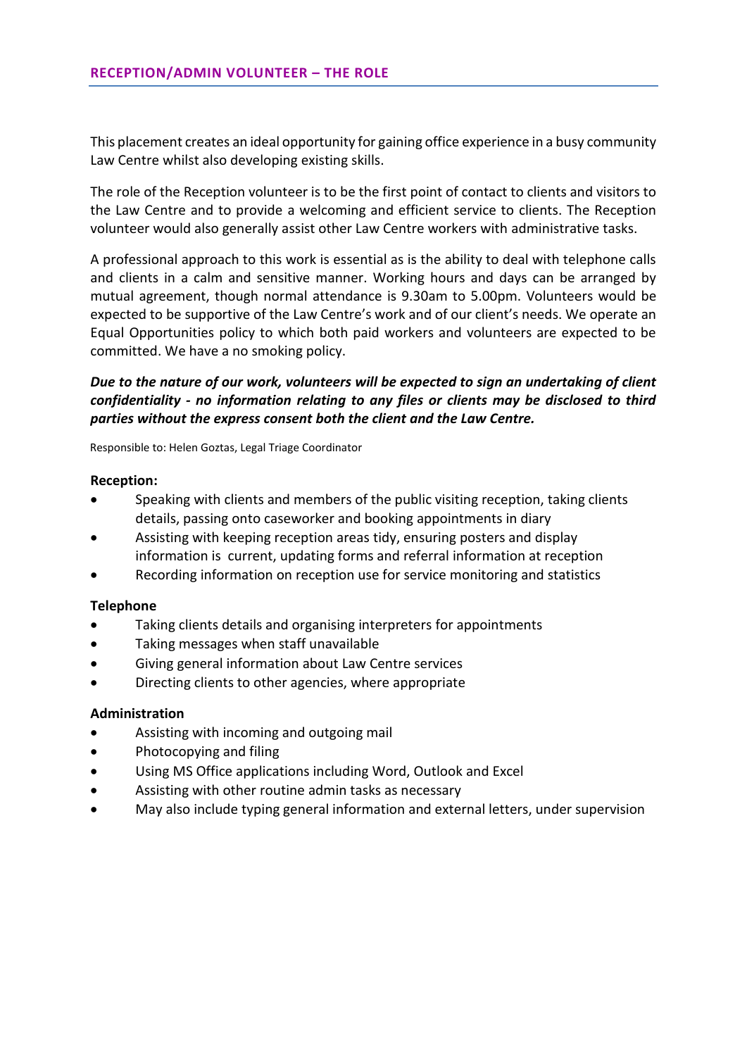## RECEPTION/ADMIN VOLUNTEER – THE ROLE

This placement creates an ideal opportunity for gaining office experience in a busy community Law Centre whilst also developing existing skills.

The role of the Reception volunteer is to be the first point of contact to clients and visitors to the Law Centre and to provide a welcoming and efficient service to clients. The Reception volunteer would also generally assist other Law Centre workers with administrative tasks.

A professional approach to this work is essential as is the ability to deal with telephone calls and clients in a calm and sensitive manner. Working hours and days can be arranged by mutual agreement, though normal attendance is 9.30am to 5.00pm. Volunteers would be expected to be supportive of the Law Centre's work and of our client's needs. We operate an Equal Opportunities policy to which both paid workers and volunteers are expected to be committed. We have a no smoking policy.

***Due to the nature of our work, volunteers will be expected to sign an undertaking of client confidentiality - no information relating to any files or clients may be disclosed to third parties without the express consent both the client and the Law Centre.***

Responsible to: Helen Goztas, Legal Triage Coordinator

**Reception:**

- Speaking with clients and members of the public visiting reception, taking clients details, passing onto caseworker and booking appointments in diary
- Assisting with keeping reception areas tidy, ensuring posters and display information is current, updating forms and referral information at reception
- Recording information on reception use for service monitoring and statistics

**Telephone**

- Taking clients details and organising interpreters for appointments
- Taking messages when staff unavailable
- Giving general information about Law Centre services
- Directing clients to other agencies, where appropriate

**Administration**

- Assisting with incoming and outgoing mail
- Photocopying and filing
- Using MS Office applications including Word, Outlook and Excel
- Assisting with other routine admin tasks as necessary
- May also include typing general information and external letters, under supervision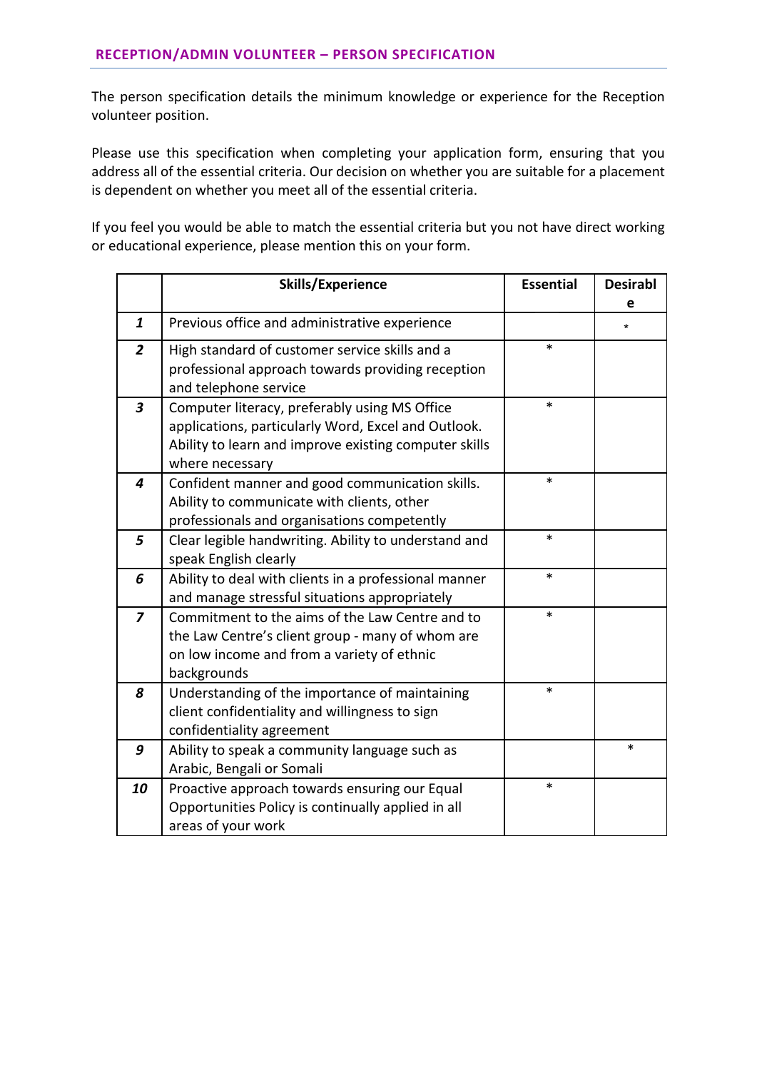## RECEPTION/ADMIN VOLUNTEER – PERSON SPECIFICATION

The person specification details the minimum knowledge or experience for the Reception volunteer position.

Please use this specification when completing your application form, ensuring that you address all of the essential criteria. Our decision on whether you are suitable for a placement is dependent on whether you meet all of the essential criteria.

If you feel you would be able to match the essential criteria but you not have direct working or educational experience, please mention this on your form.

| | Skills/Experience | Essential | Desirable |
|---|---|---|---|
| ***1*** | Previous office and administrative experience | | * |
| ***2*** | High standard of customer service skills and a professional approach towards providing reception and telephone service | * | |
| ***3*** | Computer literacy, preferably using MS Office applications, particularly Word, Excel and Outlook. Ability to learn and improve existing computer skills where necessary | * | |
| ***4*** | Confident manner and good communication skills. Ability to communicate with clients, other professionals and organisations competently | * | |
| ***5*** | Clear legible handwriting. Ability to understand and speak English clearly | * | |
| ***6*** | Ability to deal with clients in a professional manner and manage stressful situations appropriately | * | |
| ***7*** | Commitment to the aims of the Law Centre and to the Law Centre's client group - many of whom are on low income and from a variety of ethnic backgrounds | * | |
| ***8*** | Understanding of the importance of maintaining client confidentiality and willingness to sign confidentiality agreement | * | |
| ***9*** | Ability to speak a community language such as Arabic, Bengali or Somali | | * |
| ***10*** | Proactive approach towards ensuring our Equal Opportunities Policy is continually applied in all areas of your work | * | |